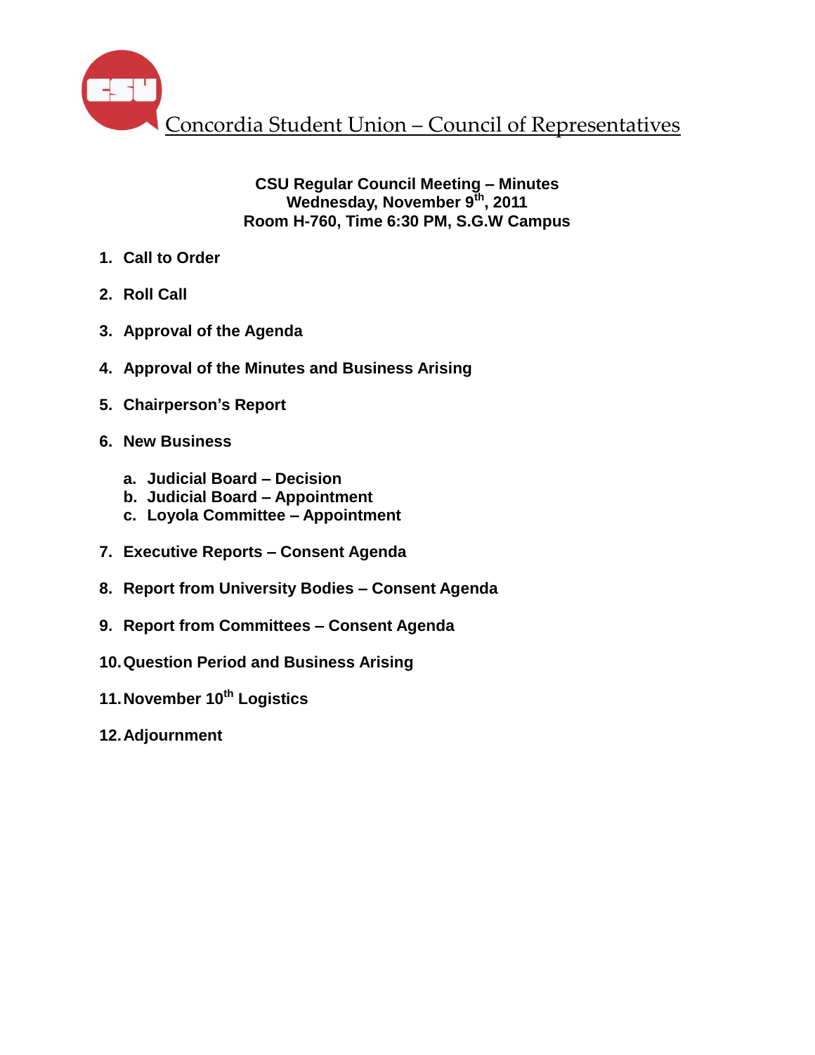# Concordia Student Union – Council of Representatives

**CSU Regular Council Meeting – Minutes**
**Wednesday, November 9th, 2011**
**Room H-760, Time 6:30 PM, S.G.W Campus**

1. **Call to Order**
2. **Roll Call**
3. **Approval of the Agenda**
4. **Approval of the Minutes and Business Arising**
5. **Chairperson's Report**
6. **New Business**
   a. **Judicial Board – Decision**
   b. **Judicial Board – Appointment**
   c. **Loyola Committee – Appointment**
7. **Executive Reports – Consent Agenda**
8. **Report from University Bodies – Consent Agenda**
9. **Report from Committees – Consent Agenda**
10. **Question Period and Business Arising**
11. **November 10th Logistics**
12. **Adjournment**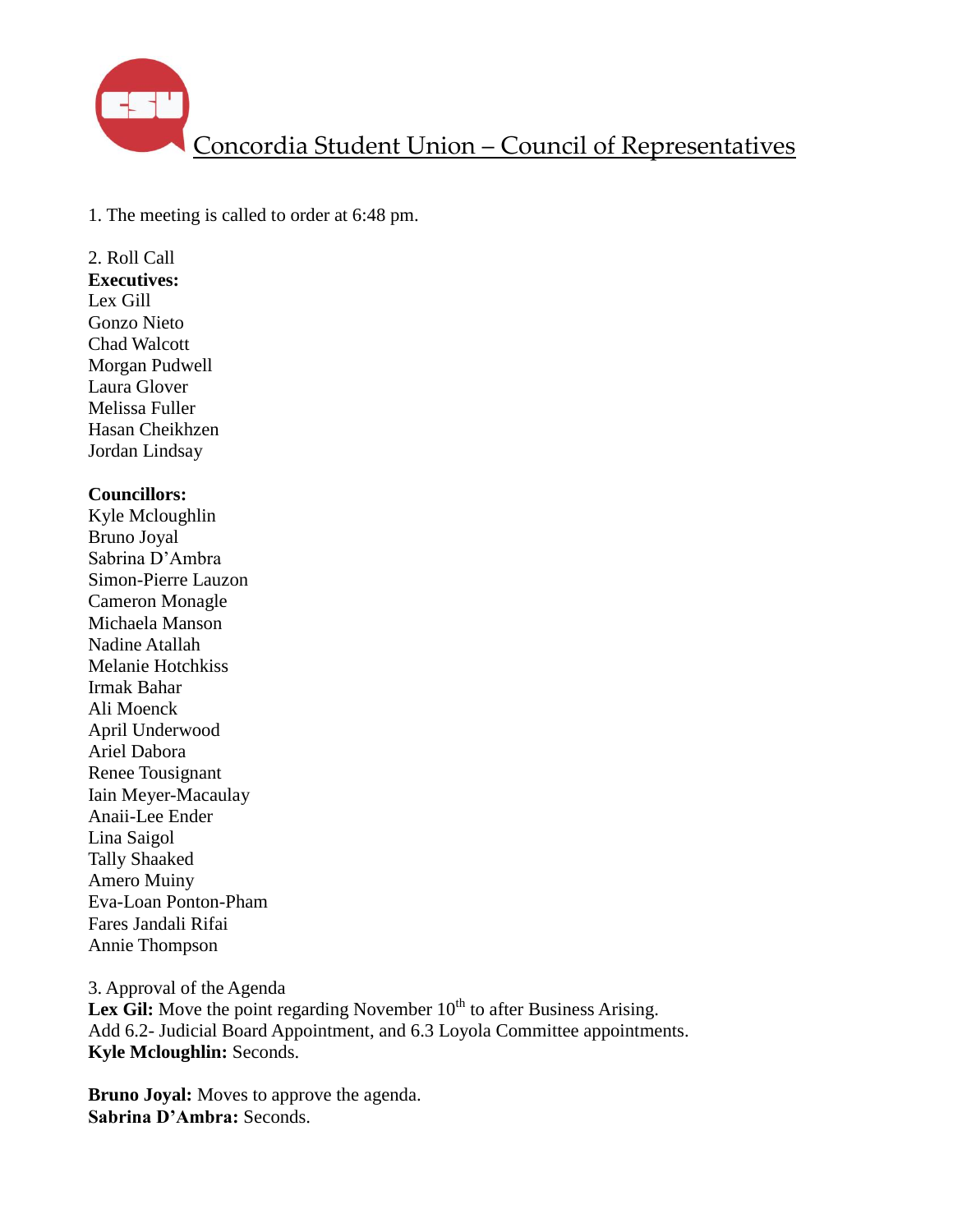# Concordia Student Union – Council of Representatives

1. The meeting is called to order at 6:48 pm.

2. Roll Call

**Executives:**
Lex Gill
Gonzo Nieto
Chad Walcott
Morgan Pudwell
Laura Glover
Melissa Fuller
Hasan Cheikhzen
Jordan Lindsay

**Councillors:**
Kyle Mcloughlin
Bruno Joyal
Sabrina D'Ambra
Simon-Pierre Lauzon
Cameron Monagle
Michaela Manson
Nadine Atallah
Melanie Hotchkiss
Irmak Bahar
Ali Moenck
April Underwood
Ariel Dabora
Renee Tousignant
Iain Meyer-Macaulay
Anaii-Lee Ender
Lina Saigol
Tally Shaaked
Amero Muiny
Eva-Loan Ponton-Pham
Fares Jandali Rifai
Annie Thompson

3. Approval of the Agenda

**Lex Gil:** Move the point regarding November 10th to after Business Arising. Add 6.2- Judicial Board Appointment, and 6.3 Loyola Committee appointments.
**Kyle Mcloughlin:** Seconds.

**Bruno Joyal:** Moves to approve the agenda.
**Sabrina D'Ambra:** Seconds.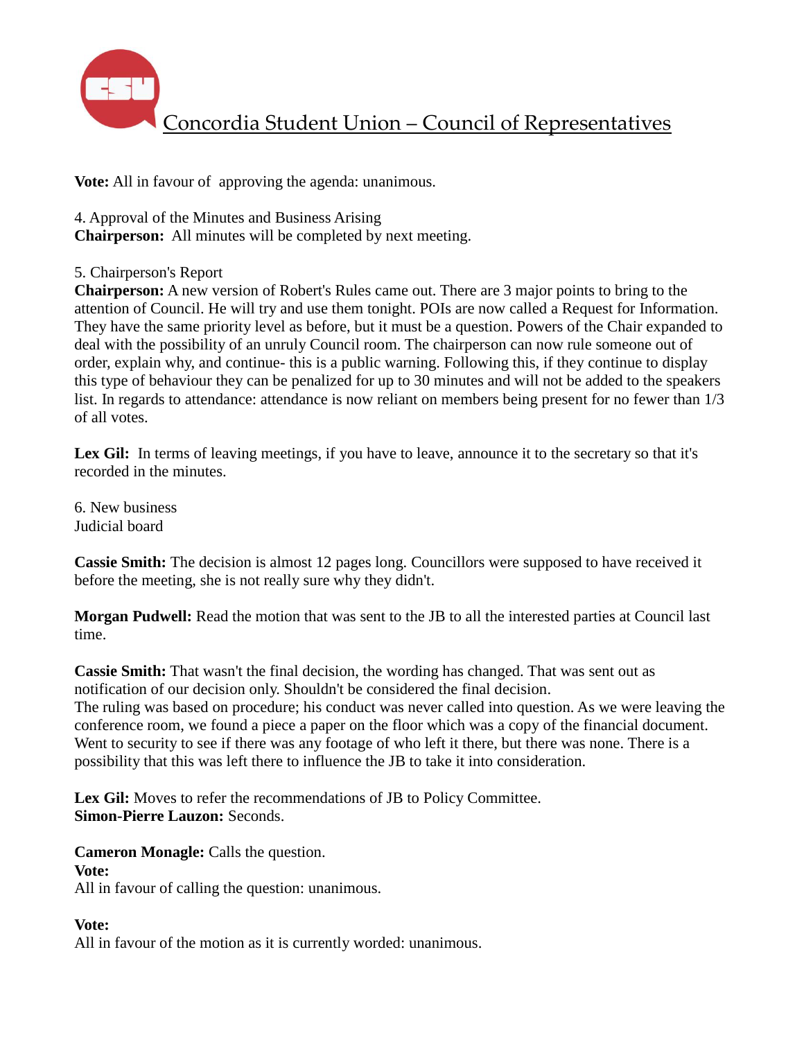**Vote:** All in favour of approving the agenda: unanimous.

4. Approval of the Minutes and Business Arising

**Chairperson:** All minutes will be completed by next meeting.

5. Chairperson's Report

**Chairperson:** A new version of Robert's Rules came out. There are 3 major points to bring to the attention of Council. He will try and use them tonight. POIs are now called a Request for Information. They have the same priority level as before, but it must be a question. Powers of the Chair expanded to deal with the possibility of an unruly Council room. The chairperson can now rule someone out of order, explain why, and continue- this is a public warning. Following this, if they continue to display this type of behaviour they can be penalized for up to 30 minutes and will not be added to the speakers list. In regards to attendance: attendance is now reliant on members being present for no fewer than 1/3 of all votes.

**Lex Gil:** In terms of leaving meetings, if you have to leave, announce it to the secretary so that it's recorded in the minutes.

6. New business

Judicial board

**Cassie Smith:** The decision is almost 12 pages long. Councillors were supposed to have received it before the meeting, she is not really sure why they didn't.

**Morgan Pudwell:** Read the motion that was sent to the JB to all the interested parties at Council last time.

**Cassie Smith:** That wasn't the final decision, the wording has changed. That was sent out as notification of our decision only. Shouldn't be considered the final decision.

The ruling was based on procedure; his conduct was never called into question. As we were leaving the conference room, we found a piece a paper on the floor which was a copy of the financial document. Went to security to see if there was any footage of who left it there, but there was none. There is a possibility that this was left there to influence the JB to take it into consideration.

**Lex Gil:** Moves to refer the recommendations of JB to Policy Committee.

**Simon-Pierre Lauzon:** Seconds.

**Cameron Monagle:** Calls the question.

**Vote:**

All in favour of calling the question: unanimous.

**Vote:**

All in favour of the motion as it is currently worded: unanimous.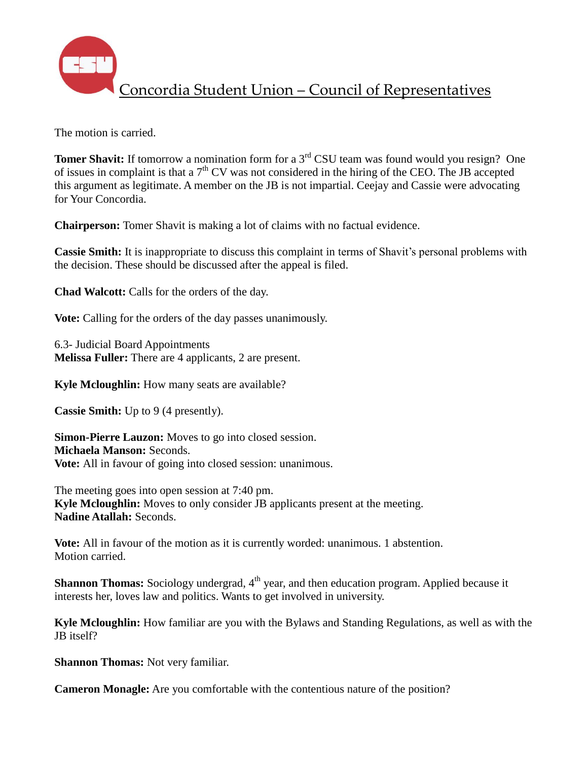The motion is carried.

**Tomer Shavit:** If tomorrow a nomination form for a 3rd CSU team was found would you resign? One of issues in complaint is that a 7th CV was not considered in the hiring of the CEO. The JB accepted this argument as legitimate. A member on the JB is not impartial. Ceejay and Cassie were advocating for Your Concordia.

**Chairperson:** Tomer Shavit is making a lot of claims with no factual evidence.

**Cassie Smith:** It is inappropriate to discuss this complaint in terms of Shavit's personal problems with the decision. These should be discussed after the appeal is filed.

**Chad Walcott:** Calls for the orders of the day.

**Vote:** Calling for the orders of the day passes unanimously.

6.3- Judicial Board Appointments
**Melissa Fuller:** There are 4 applicants, 2 are present.

**Kyle Mcloughlin:** How many seats are available?

**Cassie Smith:** Up to 9 (4 presently).

**Simon-Pierre Lauzon:** Moves to go into closed session.
**Michaela Manson:** Seconds.
**Vote:** All in favour of going into closed session: unanimous.

The meeting goes into open session at 7:40 pm.
**Kyle Mcloughlin:** Moves to only consider JB applicants present at the meeting.
**Nadine Atallah:** Seconds.

**Vote:** All in favour of the motion as it is currently worded: unanimous. 1 abstention.
Motion carried.

**Shannon Thomas:** Sociology undergrad, 4th year, and then education program. Applied because it interests her, loves law and politics. Wants to get involved in university.

**Kyle Mcloughlin:** How familiar are you with the Bylaws and Standing Regulations, as well as with the JB itself?

**Shannon Thomas:** Not very familiar.

**Cameron Monagle:** Are you comfortable with the contentious nature of the position?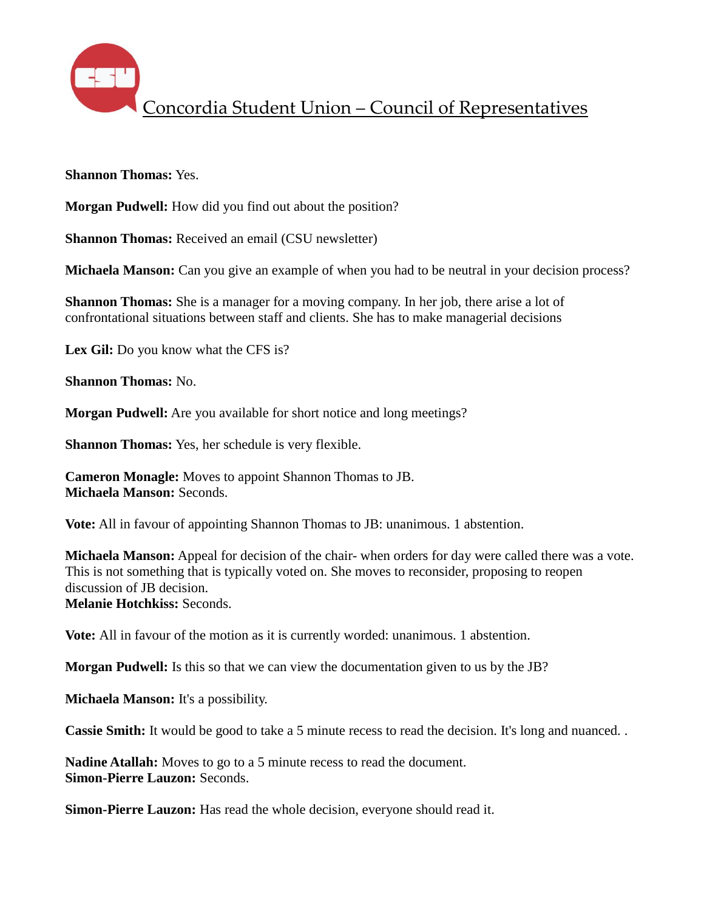**Shannon Thomas:** Yes.

**Morgan Pudwell:** How did you find out about the position?

**Shannon Thomas:** Received an email (CSU newsletter)

**Michaela Manson:** Can you give an example of when you had to be neutral in your decision process?

**Shannon Thomas:** She is a manager for a moving company. In her job, there arise a lot of confrontational situations between staff and clients. She has to make managerial decisions

**Lex Gil:** Do you know what the CFS is?

**Shannon Thomas:** No.

**Morgan Pudwell:** Are you available for short notice and long meetings?

**Shannon Thomas:** Yes, her schedule is very flexible.

**Cameron Monagle:** Moves to appoint Shannon Thomas to JB.
**Michaela Manson:** Seconds.

**Vote:** All in favour of appointing Shannon Thomas to JB: unanimous. 1 abstention.

**Michaela Manson:** Appeal for decision of the chair- when orders for day were called there was a vote. This is not something that is typically voted on. She moves to reconsider, proposing to reopen discussion of JB decision.
**Melanie Hotchkiss:** Seconds.

**Vote:** All in favour of the motion as it is currently worded: unanimous. 1 abstention.

**Morgan Pudwell:** Is this so that we can view the documentation given to us by the JB?

**Michaela Manson:** It's a possibility.

**Cassie Smith:** It would be good to take a 5 minute recess to read the decision. It's long and nuanced. .

**Nadine Atallah:** Moves to go to a 5 minute recess to read the document.
**Simon-Pierre Lauzon:** Seconds.

**Simon-Pierre Lauzon:** Has read the whole decision, everyone should read it.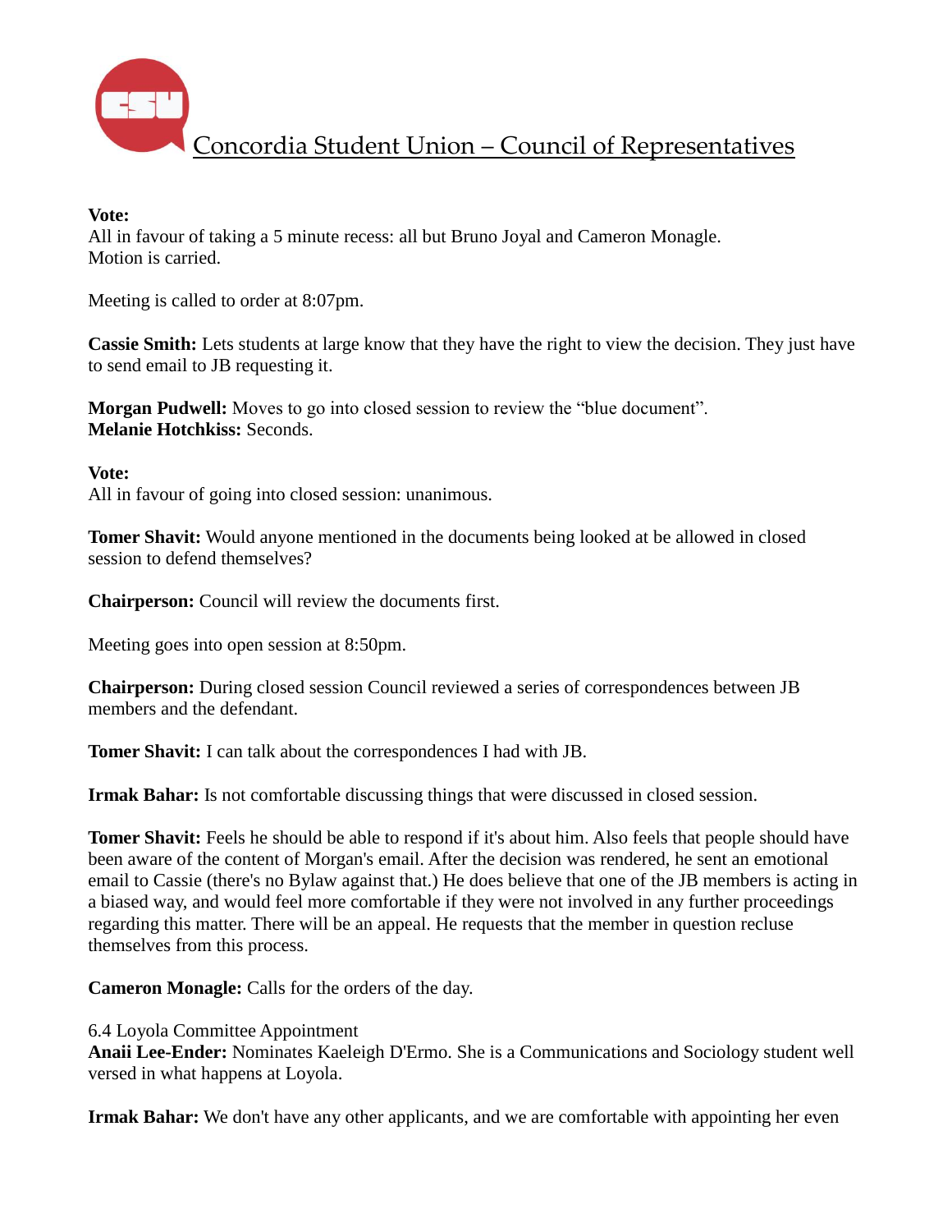**Vote:**
All in favour of taking a 5 minute recess: all but Bruno Joyal and Cameron Monagle.
Motion is carried.

Meeting is called to order at 8:07pm.

**Cassie Smith:** Lets students at large know that they have the right to view the decision. They just have to send email to JB requesting it.

**Morgan Pudwell:** Moves to go into closed session to review the "blue document".
**Melanie Hotchkiss:** Seconds.

**Vote:**
All in favour of going into closed session: unanimous.

**Tomer Shavit:** Would anyone mentioned in the documents being looked at be allowed in closed session to defend themselves?

**Chairperson:** Council will review the documents first.

Meeting goes into open session at 8:50pm.

**Chairperson:** During closed session Council reviewed a series of correspondences between JB members and the defendant.

**Tomer Shavit:** I can talk about the correspondences I had with JB.

**Irmak Bahar:** Is not comfortable discussing things that were discussed in closed session.

**Tomer Shavit:** Feels he should be able to respond if it's about him. Also feels that people should have been aware of the content of Morgan's email. After the decision was rendered, he sent an emotional email to Cassie (there's no Bylaw against that.) He does believe that one of the JB members is acting in a biased way, and would feel more comfortable if they were not involved in any further proceedings regarding this matter. There will be an appeal. He requests that the member in question recluse themselves from this process.

**Cameron Monagle:** Calls for the orders of the day.

6.4 Loyola Committee Appointment
**Anaii Lee-Ender:** Nominates Kaeleigh D'Ermo. She is a Communications and Sociology student well versed in what happens at Loyola.

**Irmak Bahar:** We don't have any other applicants, and we are comfortable with appointing her even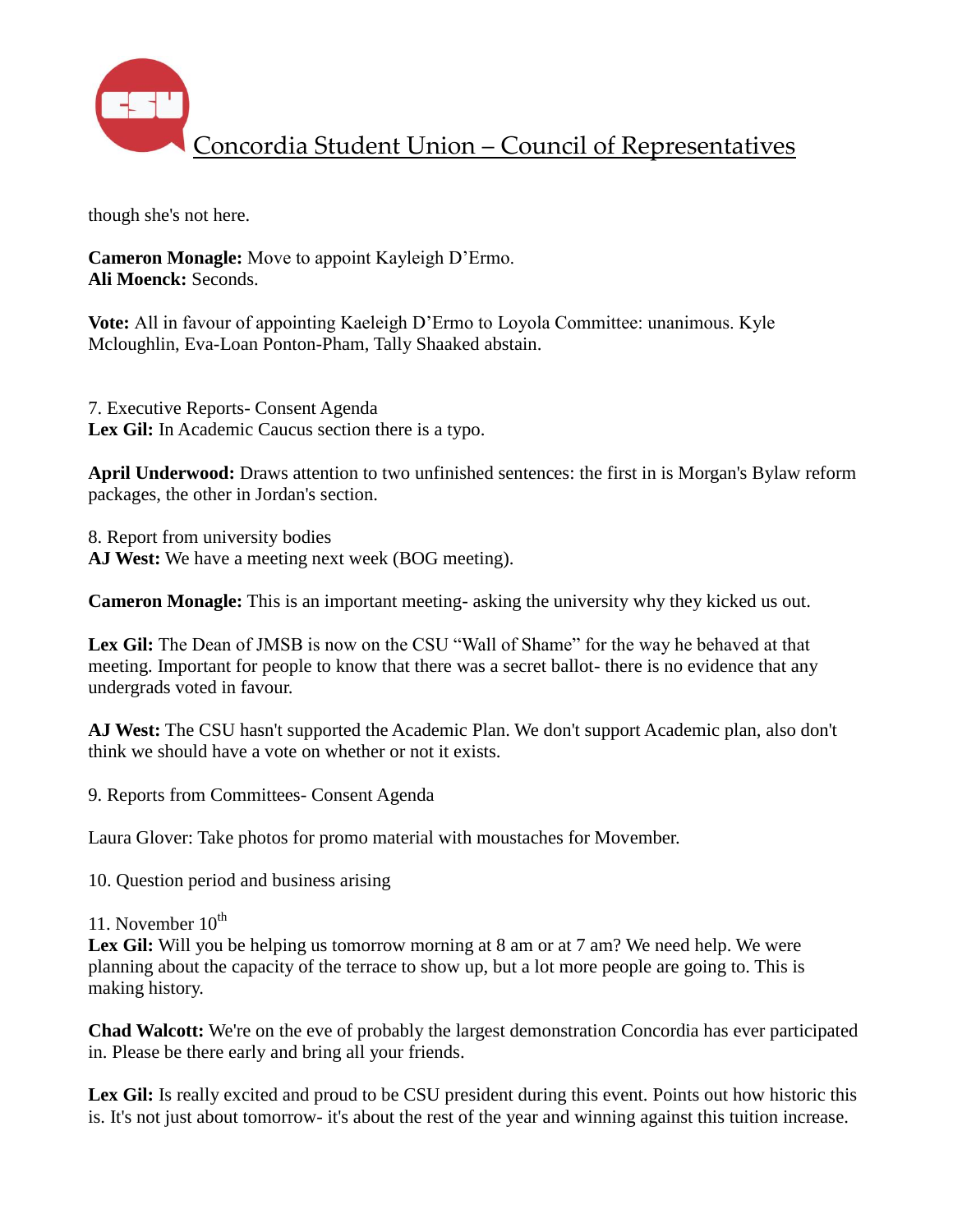though she's not here.

**Cameron Monagle:** Move to appoint Kayleigh D'Ermo.
**Ali Moenck:** Seconds.

**Vote:** All in favour of appointing Kaeleigh D'Ermo to Loyola Committee: unanimous. Kyle Mcloughlin, Eva-Loan Ponton-Pham, Tally Shaaked abstain.

7. Executive Reports- Consent Agenda
**Lex Gil:** In Academic Caucus section there is a typo.

**April Underwood:** Draws attention to two unfinished sentences: the first in is Morgan's Bylaw reform packages, the other in Jordan's section.

8. Report from university bodies
**AJ West:** We have a meeting next week (BOG meeting).

**Cameron Monagle:** This is an important meeting- asking the university why they kicked us out.

**Lex Gil:** The Dean of JMSB is now on the CSU "Wall of Shame" for the way he behaved at that meeting. Important for people to know that there was a secret ballot- there is no evidence that any undergrads voted in favour.

**AJ West:** The CSU hasn't supported the Academic Plan. We don't support Academic plan, also don't think we should have a vote on whether or not it exists.

9. Reports from Committees- Consent Agenda

Laura Glover: Take photos for promo material with moustaches for Movember.

10. Question period and business arising

11. November 10th
**Lex Gil:** Will you be helping us tomorrow morning at 8 am or at 7 am? We need help. We were planning about the capacity of the terrace to show up, but a lot more people are going to. This is making history.

**Chad Walcott:** We're on the eve of probably the largest demonstration Concordia has ever participated in. Please be there early and bring all your friends.

**Lex Gil:** Is really excited and proud to be CSU president during this event. Points out how historic this is. It's not just about tomorrow- it's about the rest of the year and winning against this tuition increase.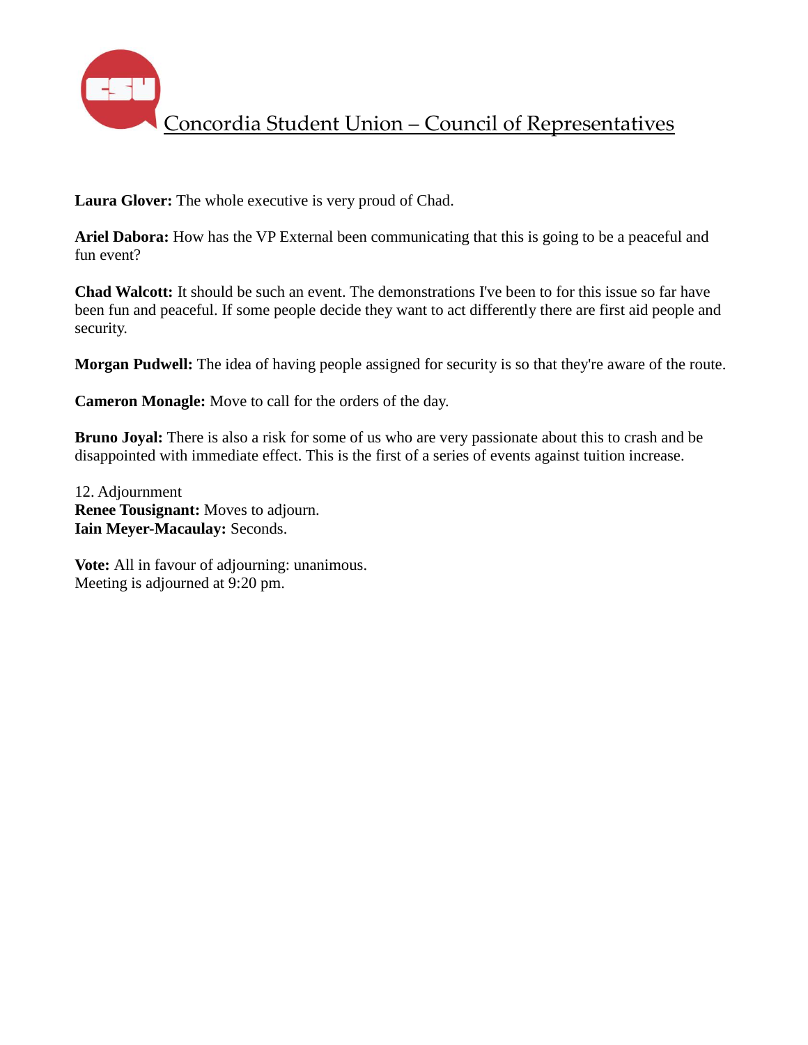**Laura Glover:** The whole executive is very proud of Chad.

**Ariel Dabora:** How has the VP External been communicating that this is going to be a peaceful and fun event?

**Chad Walcott:** It should be such an event. The demonstrations I've been to for this issue so far have been fun and peaceful. If some people decide they want to act differently there are first aid people and security.

**Morgan Pudwell:** The idea of having people assigned for security is so that they're aware of the route.

**Cameron Monagle:** Move to call for the orders of the day.

**Bruno Joyal:** There is also a risk for some of us who are very passionate about this to crash and be disappointed with immediate effect. This is the first of a series of events against tuition increase.

12. Adjournment
**Renee Tousignant:** Moves to adjourn.
**Iain Meyer-Macaulay:** Seconds.

**Vote:** All in favour of adjourning: unanimous.
Meeting is adjourned at 9:20 pm.